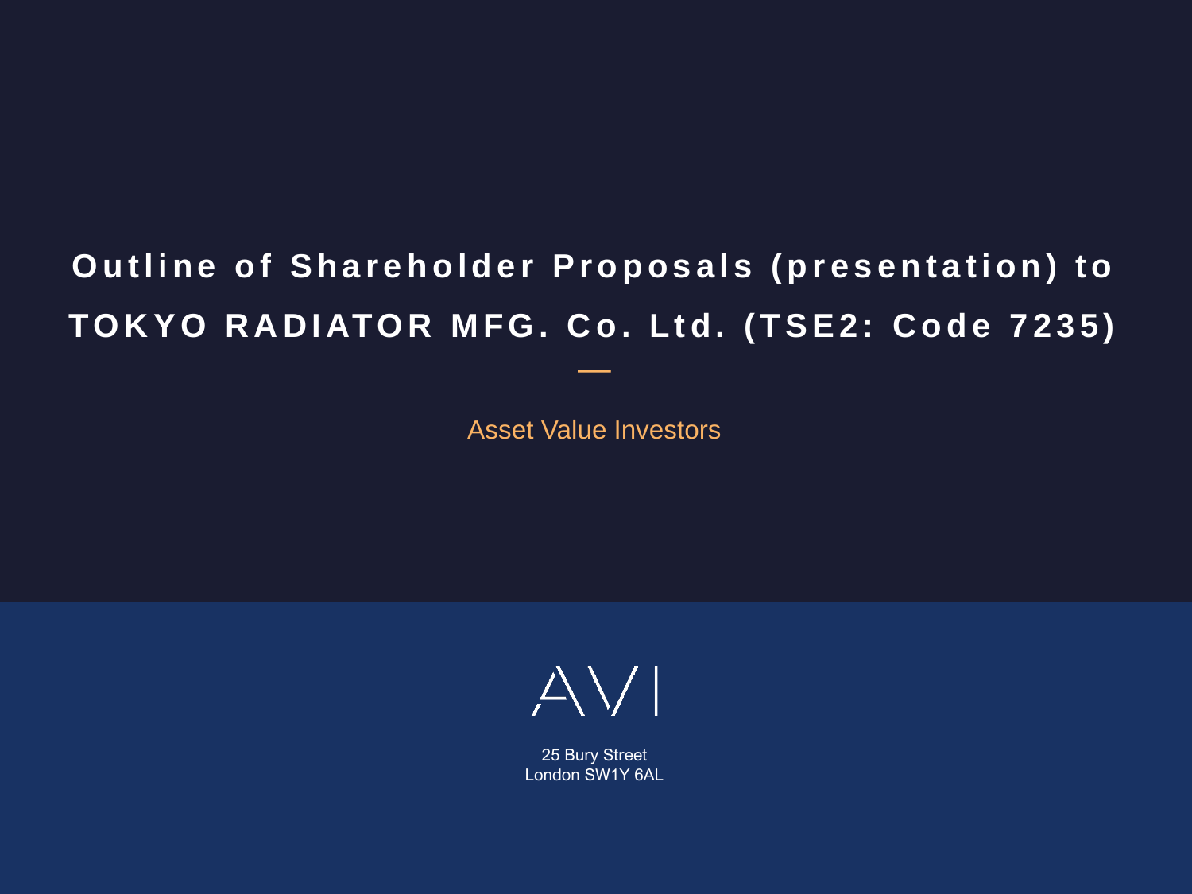# Outline of Shareholder Proposals (presentation) to TOKYO RADIATOR MFG. Co. Ltd. (TSE2: Code 7235)

Asset Value Investors

AVI

25 Bury Street
London SW1Y 6AL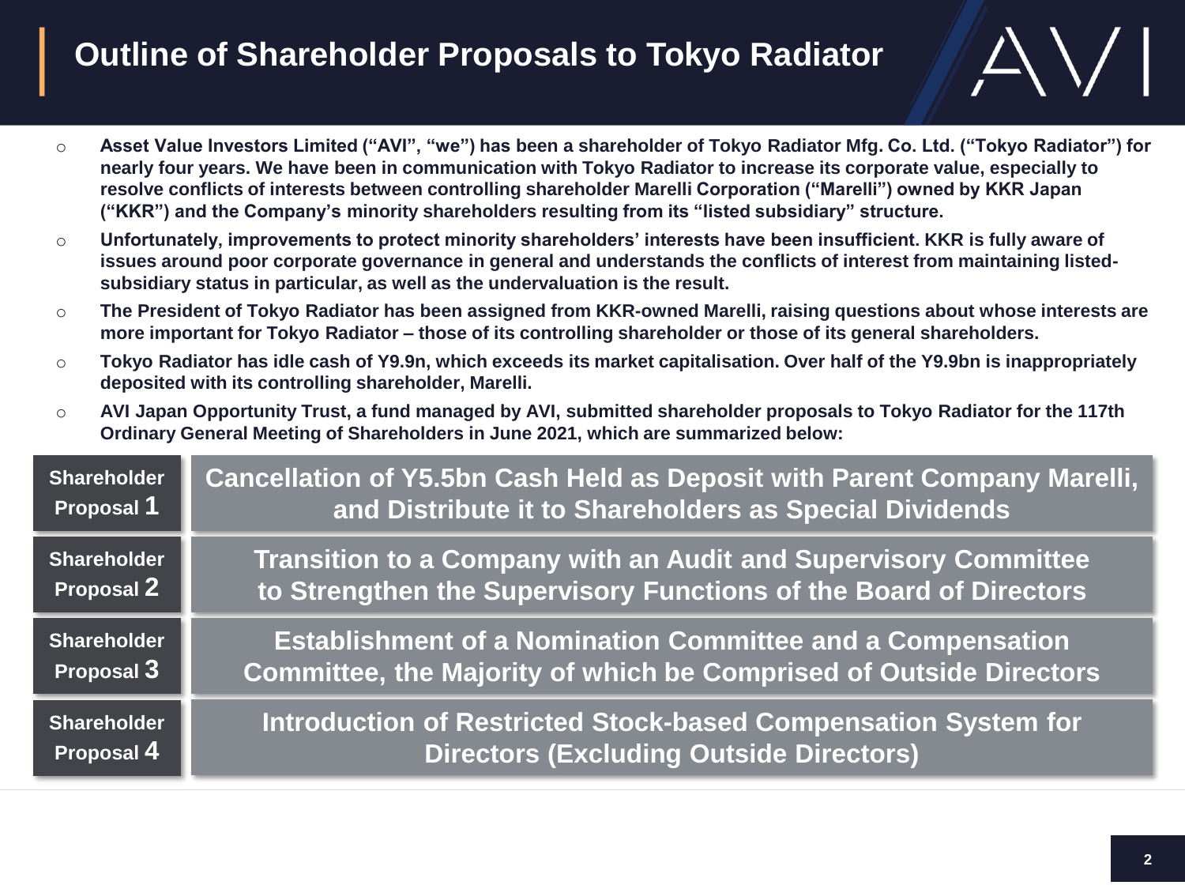# Outline of Shareholder Proposals to Tokyo Radiator

- **Asset Value Investors Limited ("AVI", "we") has been a shareholder of Tokyo Radiator Mfg. Co. Ltd. ("Tokyo Radiator") for nearly four years. We have been in communication with Tokyo Radiator to increase its corporate value, especially to resolve conflicts of interests between controlling shareholder Marelli Corporation ("Marelli") owned by KKR Japan ("KKR") and the Company's minority shareholders resulting from its "listed subsidiary" structure.**
- **Unfortunately, improvements to protect minority shareholders' interests have been insufficient. KKR is fully aware of issues around poor corporate governance in general and understands the conflicts of interest from maintaining listed-subsidiary status in particular, as well as the undervaluation is the result.**
- **The President of Tokyo Radiator has been assigned from KKR-owned Marelli, raising questions about whose interests are more important for Tokyo Radiator – those of its controlling shareholder or those of its general shareholders.**
- **Tokyo Radiator has idle cash of Y9.9n, which exceeds its market capitalisation. Over half of the Y9.9bn is inappropriately deposited with its controlling shareholder, Marelli.**
- **AVI Japan Opportunity Trust, a fund managed by AVI, submitted shareholder proposals to Tokyo Radiator for the 117th Ordinary General Meeting of Shareholders in June 2021, which are summarized below:**

| | |
|---|---|
| **Shareholder Proposal 1** | **Cancellation of Y5.5bn Cash Held as Deposit with Parent Company Marelli, and Distribute it to Shareholders as Special Dividends** |
| **Shareholder Proposal 2** | **Transition to a Company with an Audit and Supervisory Committee to Strengthen the Supervisory Functions of the Board of Directors** |
| **Shareholder Proposal 3** | **Establishment of a Nomination Committee and a Compensation Committee, the Majority of which be Comprised of Outside Directors** |
| **Shareholder Proposal 4** | **Introduction of Restricted Stock-based Compensation System for Directors (Excluding Outside Directors)** |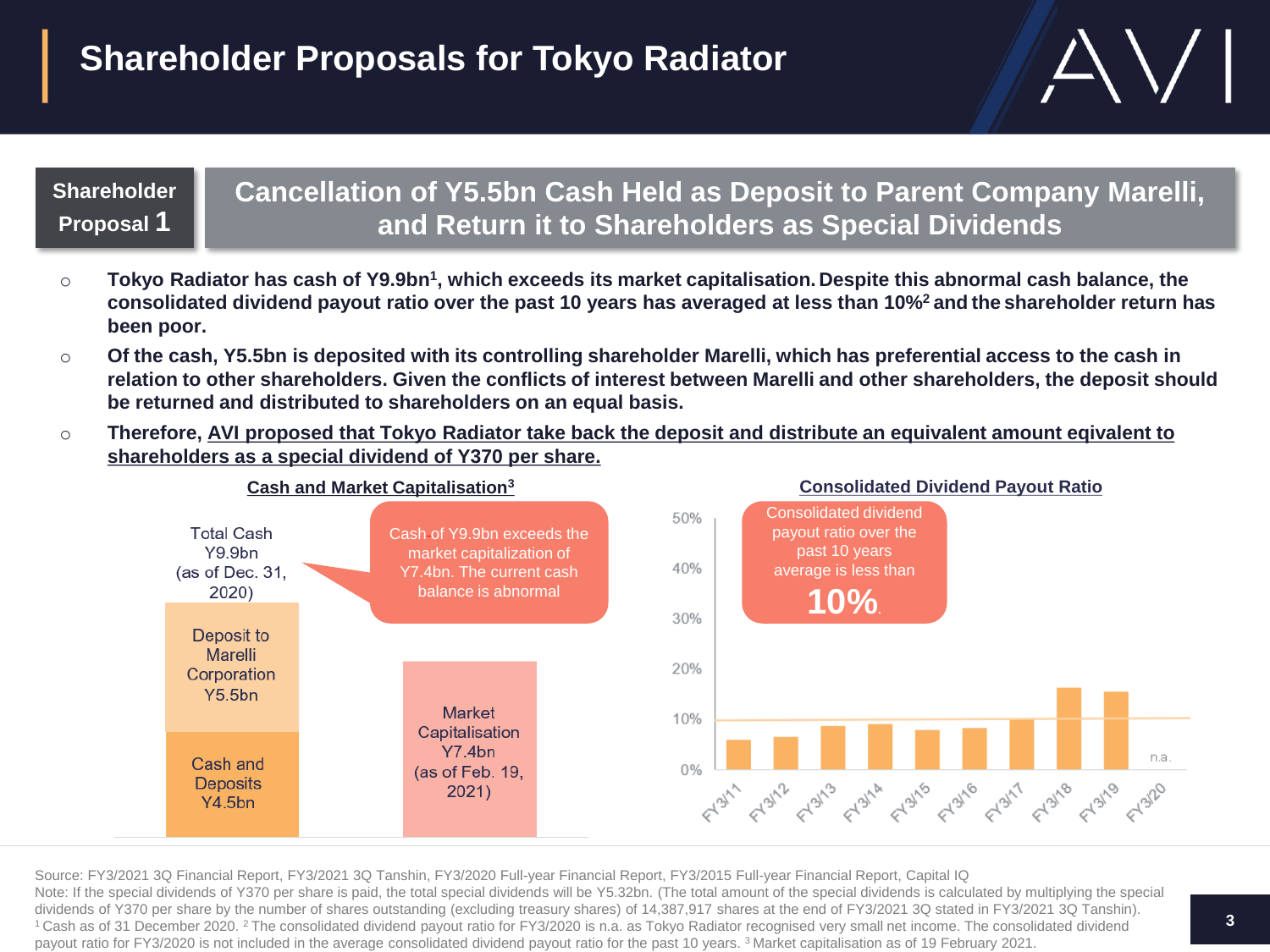# Shareholder Proposals for Tokyo Radiator

**Shareholder Proposal 1**

## Cancellation of Y5.5bn Cash Held as Deposit to Parent Company Marelli, and Return it to Shareholders as Special Dividends

- **Tokyo Radiator has cash of Y9.9bn[1], which exceeds its market capitalisation. Despite this abnormal cash balance, the consolidated dividend payout ratio over the past 10 years has averaged at less than 10%[2] and the shareholder return has been poor.**
- **Of the cash, Y5.5bn is deposited with its controlling shareholder Marelli, which has preferential access to the cash in relation to other shareholders. Given the conflicts of interest between Marelli and other shareholders, the deposit should be returned and distributed to shareholders on an equal basis.**
- **Therefore, AVI proposed that Tokyo Radiator take back the deposit and distribute an equivalent amount eqivalent to shareholders as a special dividend of Y370 per share.**

**Cash and Market Capitalisation[3]**

| | Total Cash Y9.9bn (as of Dec. 31, 2020) | Market Capitalisation Y7.4bn (as of Feb. 19, 2021) |
|---|---|---|
| Deposit to Marelli Corporation | Y5.5bn | |
| Cash and Deposits | Y4.5bn | |

Cash of Y9.9bn exceeds the market capitalization of Y7.4bn. The current cash balance is abnormal

**Consolidated Dividend Payout Ratio**

Consolidated dividend payout ratio over the past 10 years average is less than **10%**.

| FY3/11 | FY3/12 | FY3/13 | FY3/14 | FY3/15 | FY3/16 | FY3/17 | FY3/18 | FY3/19 | FY3/20 |
|---|---|---|---|---|---|---|---|---|---|
| ~6% | ~6.5% | ~8.5% | ~9% | ~8% | ~8.5% | ~10% | ~16% | ~15.5% | n.a. |

Source: FY3/2021 3Q Financial Report, FY3/2021 3Q Tanshin, FY3/2020 Full-year Financial Report, FY3/2015 Full-year Financial Report, Capital IQ

Note: If the special dividends of Y370 per share is paid, the total special dividends will be Y5.32bn. (The total amount of the special dividends is calculated by multiplying the special dividends of Y370 per share by the number of shares outstanding (excluding treasury shares) of 14,387,917 shares at the end of FY3/2021 3Q stated in FY3/2021 3Q Tanshin).
[1] Cash as of 31 December 2020. [2] The consolidated dividend payout ratio for FY3/2020 is n.a. as Tokyo Radiator recognised very small net income. The consolidated dividend payout ratio for FY3/2020 is not included in the average consolidated dividend payout ratio for the past 10 years. [3] Market capitalisation as of 19 February 2021.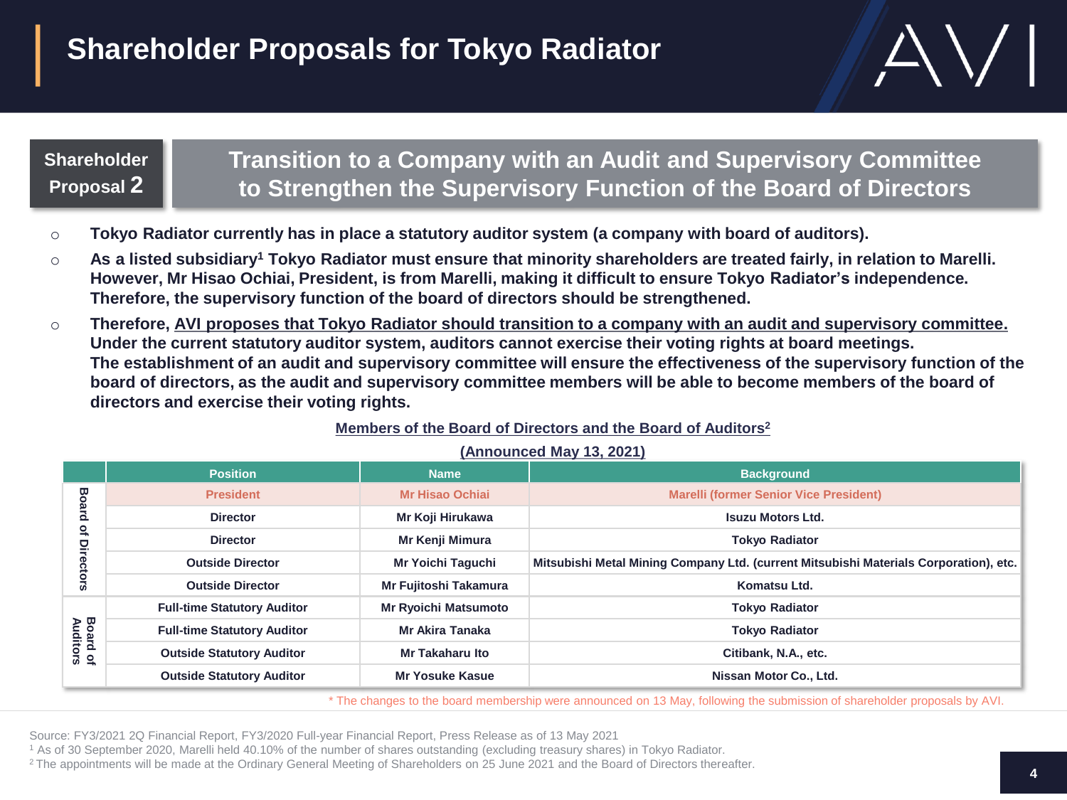# Shareholder Proposals for Tokyo Radiator

**Shareholder Proposal 2**

## Transition to a Company with an Audit and Supervisory Committee to Strengthen the Supervisory Function of the Board of Directors

- **Tokyo Radiator currently has in place a statutory auditor system (a company with board of auditors).**
- **As a listed subsidiary[1] Tokyo Radiator must ensure that minority shareholders are treated fairly, in relation to Marelli. However, Mr Hisao Ochiai, President, is from Marelli, making it difficult to ensure Tokyo Radiator's independence. Therefore, the supervisory function of the board of directors should be strengthened.**
- **Therefore, AVI proposes that Tokyo Radiator should transition to a company with an audit and supervisory committee. Under the current statutory auditor system, auditors cannot exercise their voting rights at board meetings. The establishment of an audit and supervisory committee will ensure the effectiveness of the supervisory function of the board of directors, as the audit and supervisory committee members will be able to become members of the board of directors and exercise their voting rights.**

**Members of the Board of Directors and the Board of Auditors[2]**

**(Announced May 13, 2021)**

| | Position | Name | Background |
|---|---|---|---|
| Board of Directors | President | Mr Hisao Ochiai | Marelli (former Senior Vice President) |
| | Director | Mr Koji Hirukawa | Isuzu Motors Ltd. |
| | Director | Mr Kenji Mimura | Tokyo Radiator |
| | Outside Director | Mr Yoichi Taguchi | Mitsubishi Metal Mining Company Ltd. (current Mitsubishi Materials Corporation), etc. |
| | Outside Director | Mr Fujitoshi Takamura | Komatsu Ltd. |
| Board of Auditors | Full-time Statutory Auditor | Mr Ryoichi Matsumoto | Tokyo Radiator |
| | Full-time Statutory Auditor | Mr Akira Tanaka | Tokyo Radiator |
| | Outside Statutory Auditor | Mr Takaharu Ito | Citibank, N.A., etc. |
| | Outside Statutory Auditor | Mr Yosuke Kasue | Nissan Motor Co., Ltd. |

\* The changes to the board membership were announced on 13 May, following the submission of shareholder proposals by AVI.

Source: FY3/2021 2Q Financial Report, FY3/2020 Full-year Financial Report, Press Release as of 13 May 2021

[1] As of 30 September 2020, Marelli held 40.10% of the number of shares outstanding (excluding treasury shares) in Tokyo Radiator.

[2] The appointments will be made at the Ordinary General Meeting of Shareholders on 25 June 2021 and the Board of Directors thereafter.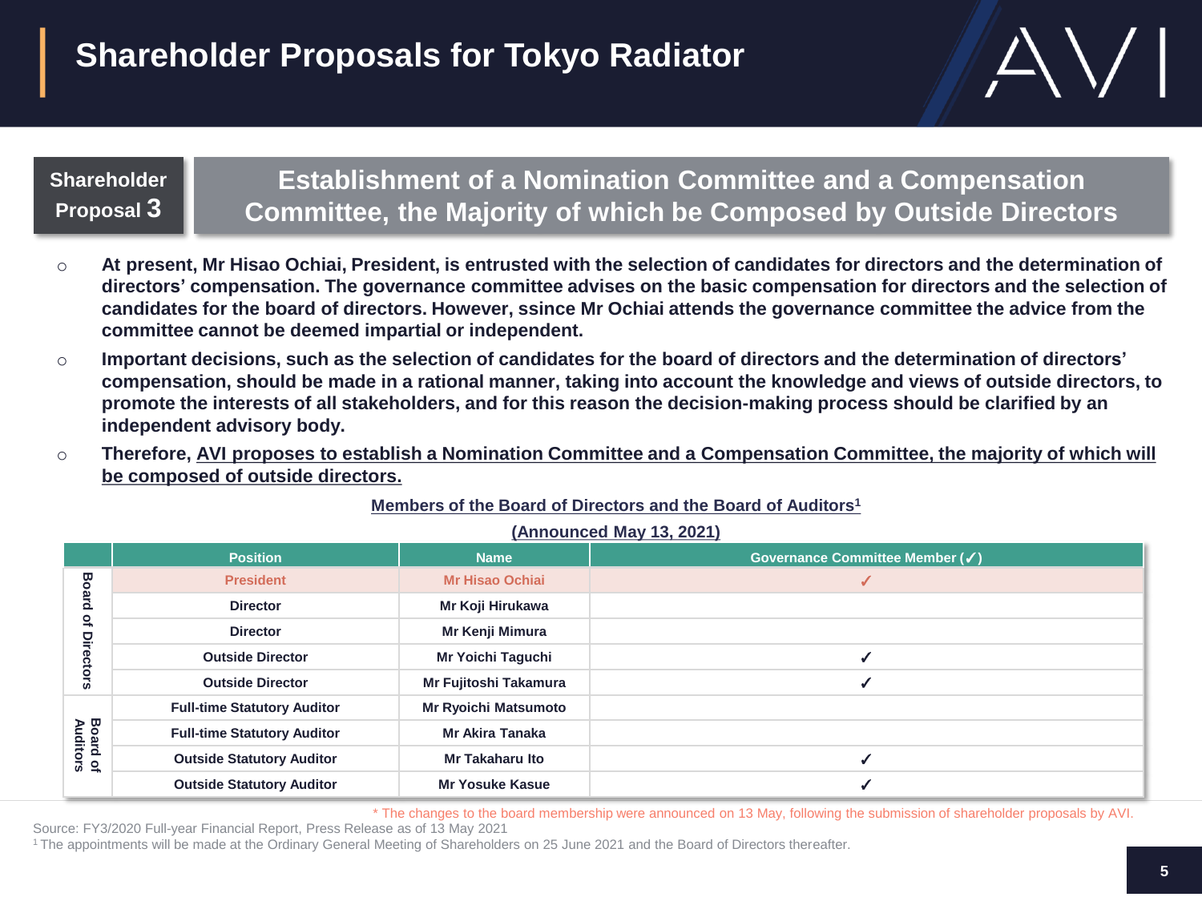# Shareholder Proposals for Tokyo Radiator

## Shareholder Proposal 3 — Establishment of a Nomination Committee and a Compensation Committee, the Majority of which be Composed by Outside Directors

- **At present, Mr Hisao Ochiai, President, is entrusted with the selection of candidates for directors and the determination of directors' compensation. The governance committee advises on the basic compensation for directors and the selection of candidates for the board of directors. However, ssince Mr Ochiai attends the governance committee the advice from the committee cannot be deemed impartial or independent.**
- **Important decisions, such as the selection of candidates for the board of directors and the determination of directors' compensation, should be made in a rational manner, taking into account the knowledge and views of outside directors, to promote the interests of all stakeholders, and for this reason the decision-making process should be clarified by an independent advisory body.**
- **Therefore, AVI proposes to establish a Nomination Committee and a Compensation Committee, the majority of which will be composed of outside directors.**

**Members of the Board of Directors and the Board of Auditors[1]**

**(Announced May 13, 2021)**

| | Position | Name | Governance Committee Member (✓) |
|---|---|---|---|
| Board of Directors | President | Mr Hisao Ochiai | ✓ |
| | Director | Mr Koji Hirukawa | |
| | Director | Mr Kenji Mimura | |
| | Outside Director | Mr Yoichi Taguchi | ✓ |
| | Outside Director | Mr Fujitoshi Takamura | ✓ |
| Board of Auditors | Full-time Statutory Auditor | Mr Ryoichi Matsumoto | |
| | Full-time Statutory Auditor | Mr Akira Tanaka | |
| | Outside Statutory Auditor | Mr Takaharu Ito | ✓ |
| | Outside Statutory Auditor | Mr Yosuke Kasue | ✓ |

\* The changes to the board membership were announced on 13 May, following the submission of shareholder proposals by AVI.

Source: FY3/2020 Full-year Financial Report, Press Release as of 13 May 2021

[1] The appointments will be made at the Ordinary General Meeting of Shareholders on 25 June 2021 and the Board of Directors thereafter.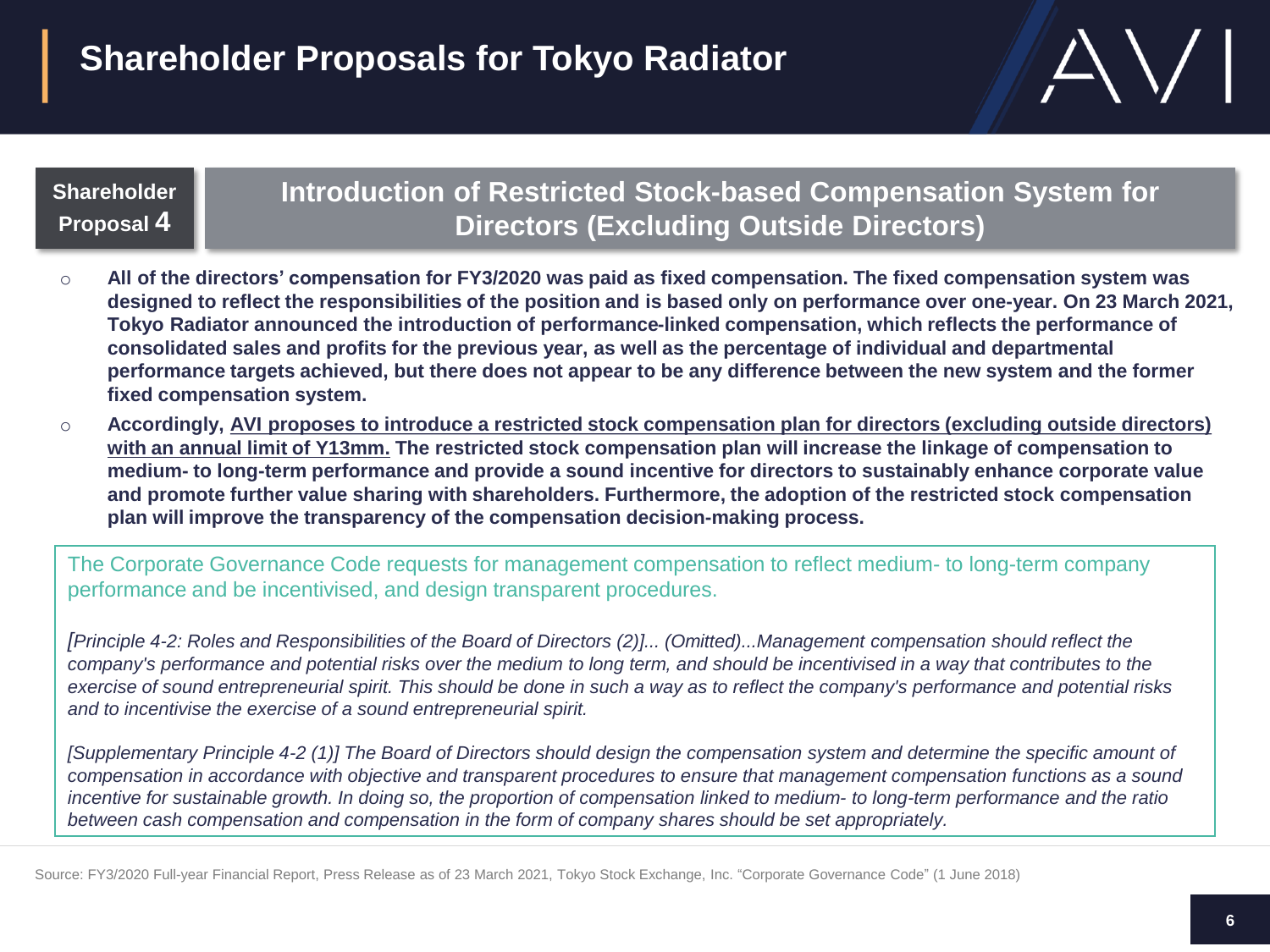# Shareholder Proposals for Tokyo Radiator

## Shareholder Proposal 4 — Introduction of Restricted Stock-based Compensation System for Directors (Excluding Outside Directors)

- **All of the directors' compensation for FY3/2020 was paid as fixed compensation. The fixed compensation system was designed to reflect the responsibilities of the position and is based only on performance over one-year. On 23 March 2021, Tokyo Radiator announced the introduction of performance-linked compensation, which reflects the performance of consolidated sales and profits for the previous year, as well as the percentage of individual and departmental performance targets achieved, but there does not appear to be any difference between the new system and the former fixed compensation system.**
- **Accordingly, <u>AVI proposes to introduce a restricted stock compensation plan for directors (excluding outside directors) with an annual limit of Y13mm.</u> The restricted stock compensation plan will increase the linkage of compensation to medium- to long-term performance and provide a sound incentive for directors to sustainably enhance corporate value and promote further value sharing with shareholders. Furthermore, the adoption of the restricted stock compensation plan will improve the transparency of the compensation decision-making process.**

The Corporate Governance Code requests for management compensation to reflect medium- to long-term company performance and be incentivised, and design transparent procedures.

*[Principle 4-2: Roles and Responsibilities of the Board of Directors (2)]... (Omitted)...Management compensation should reflect the company's performance and potential risks over the medium to long term, and should be incentivised in a way that contributes to the exercise of sound entrepreneurial spirit. This should be done in such a way as to reflect the company's performance and potential risks and to incentivise the exercise of a sound entrepreneurial spirit.*

*[Supplementary Principle 4-2 (1)] The Board of Directors should design the compensation system and determine the specific amount of compensation in accordance with objective and transparent procedures to ensure that management compensation functions as a sound incentive for sustainable growth. In doing so, the proportion of compensation linked to medium- to long-term performance and the ratio between cash compensation and compensation in the form of company shares should be set appropriately.*

Source: FY3/2020 Full-year Financial Report, Press Release as of 23 March 2021, Tokyo Stock Exchange, Inc. "Corporate Governance Code" (1 June 2018)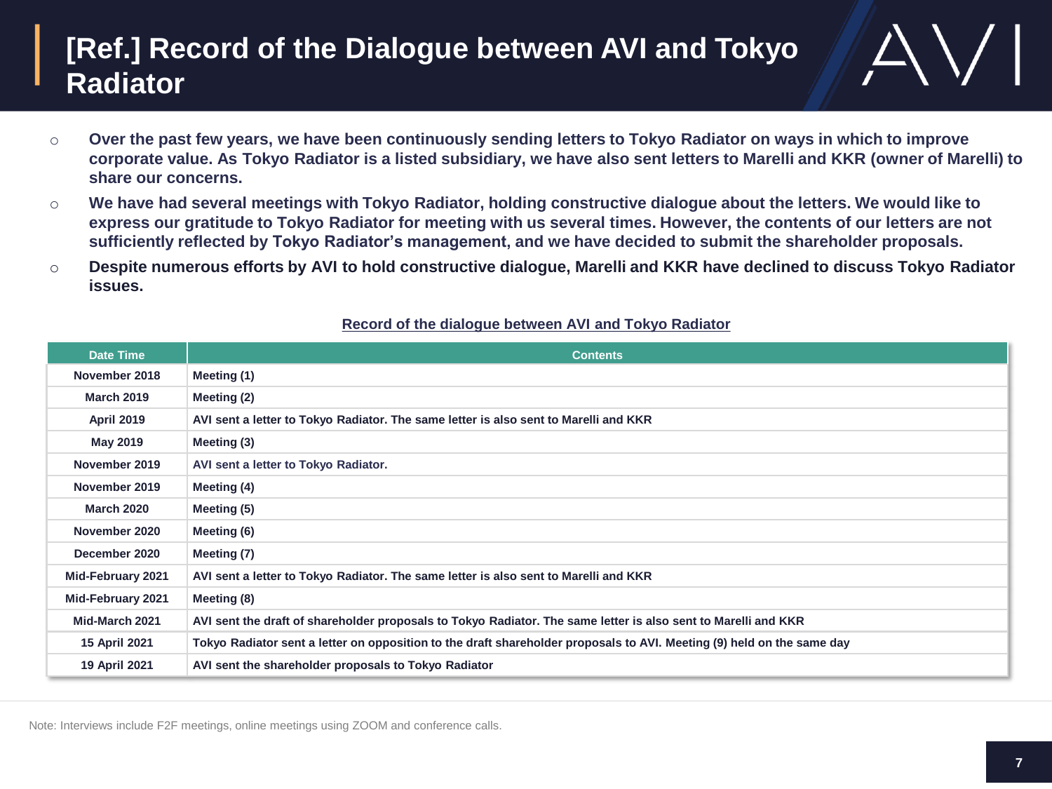# [Ref.] Record of the Dialogue between AVI and Tokyo Radiator

- **Over the past few years, we have been continuously sending letters to Tokyo Radiator on ways in which to improve corporate value. As Tokyo Radiator is a listed subsidiary, we have also sent letters to Marelli and KKR (owner of Marelli) to share our concerns.**
- **We have had several meetings with Tokyo Radiator, holding constructive dialogue about the letters. We would like to express our gratitude to Tokyo Radiator for meeting with us several times. However, the contents of our letters are not sufficiently reflected by Tokyo Radiator's management, and we have decided to submit the shareholder proposals.**
- **Despite numerous efforts by AVI to hold constructive dialogue, Marelli and KKR have declined to discuss Tokyo Radiator issues.**

**Record of the dialogue between AVI and Tokyo Radiator**

| Date Time | Contents |
|---|---|
| November 2018 | Meeting (1) |
| March 2019 | Meeting (2) |
| April 2019 | AVI sent a letter to Tokyo Radiator. The same letter is also sent to Marelli and KKR |
| May 2019 | Meeting (3) |
| November 2019 | AVI sent a letter to Tokyo Radiator. |
| November 2019 | Meeting (4) |
| March 2020 | Meeting (5) |
| November 2020 | Meeting (6) |
| December 2020 | Meeting (7) |
| Mid-February 2021 | AVI sent a letter to Tokyo Radiator. The same letter is also sent to Marelli and KKR |
| Mid-February 2021 | Meeting (8) |
| Mid-March 2021 | AVI sent the draft of shareholder proposals to Tokyo Radiator. The same letter is also sent to Marelli and KKR |
| 15 April 2021 | Tokyo Radiator sent a letter on opposition to the draft shareholder proposals to AVI. Meeting (9) held on the same day |
| 19 April 2021 | AVI sent the shareholder proposals to Tokyo Radiator |

Note: Interviews include F2F meetings, online meetings using ZOOM and conference calls.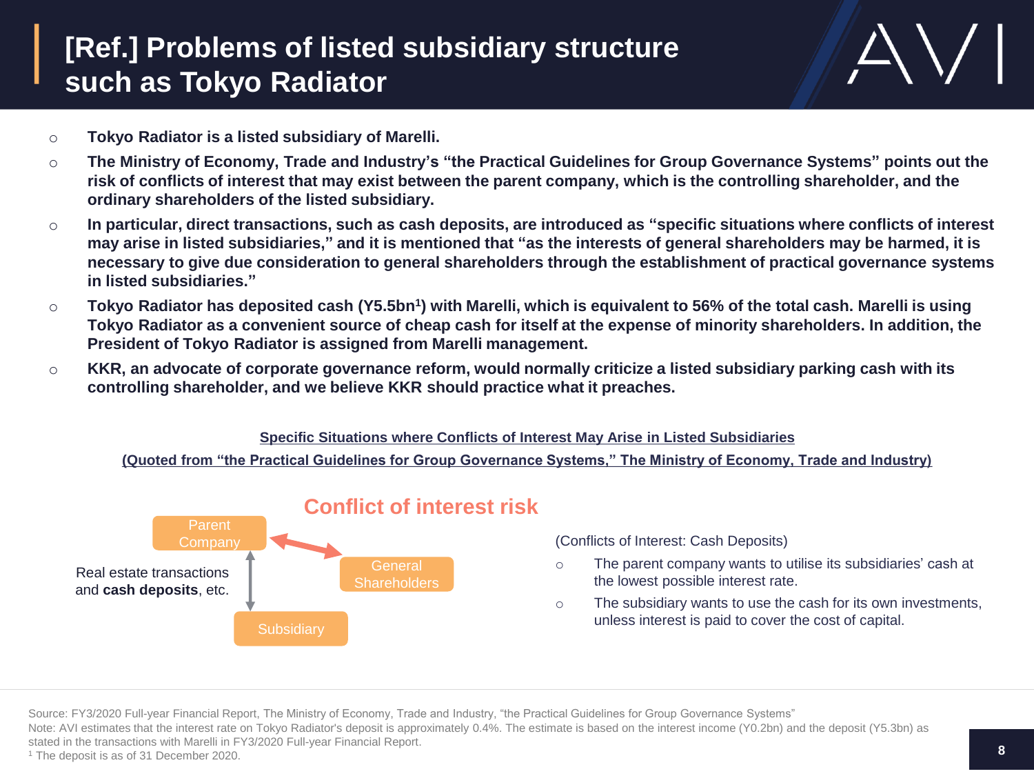# [Ref.] Problems of listed subsidiary structure such as Tokyo Radiator

- **Tokyo Radiator is a listed subsidiary of Marelli.**
- **The Ministry of Economy, Trade and Industry's "the Practical Guidelines for Group Governance Systems" points out the risk of conflicts of interest that may exist between the parent company, which is the controlling shareholder, and the ordinary shareholders of the listed subsidiary.**
- **In particular, direct transactions, such as cash deposits, are introduced as "specific situations where conflicts of interest may arise in listed subsidiaries," and it is mentioned that "as the interests of general shareholders may be harmed, it is necessary to give due consideration to general shareholders through the establishment of practical governance systems in listed subsidiaries."**
- **Tokyo Radiator has deposited cash (Y5.5bn[1]) with Marelli, which is equivalent to 56% of the total cash. Marelli is using Tokyo Radiator as a convenient source of cheap cash for itself at the expense of minority shareholders. In addition, the President of Tokyo Radiator is assigned from Marelli management.**
- **KKR, an advocate of corporate governance reform, would normally criticize a listed subsidiary parking cash with its controlling shareholder, and we believe KKR should practice what it preaches.**

**Specific Situations where Conflicts of Interest May Arise in Listed Subsidiaries**

**(Quoted from "the Practical Guidelines for Group Governance Systems," The Ministry of Economy, Trade and Industry)**

Conflict of interest risk

Parent Company

General Shareholders

Subsidiary

Real estate transactions and **cash deposits**, etc.

(Conflicts of Interest: Cash Deposits)

- The parent company wants to utilise its subsidiaries' cash at the lowest possible interest rate.
- The subsidiary wants to use the cash for its own investments, unless interest is paid to cover the cost of capital.

Source: FY3/2020 Full-year Financial Report, The Ministry of Economy, Trade and Industry, "the Practical Guidelines for Group Governance Systems"

Note: AVI estimates that the interest rate on Tokyo Radiator's deposit is approximately 0.4%. The estimate is based on the interest income (Y0.2bn) and the deposit (Y5.3bn) as stated in the transactions with Marelli in FY3/2020 Full-year Financial Report.

[1] The deposit is as of 31 December 2020.